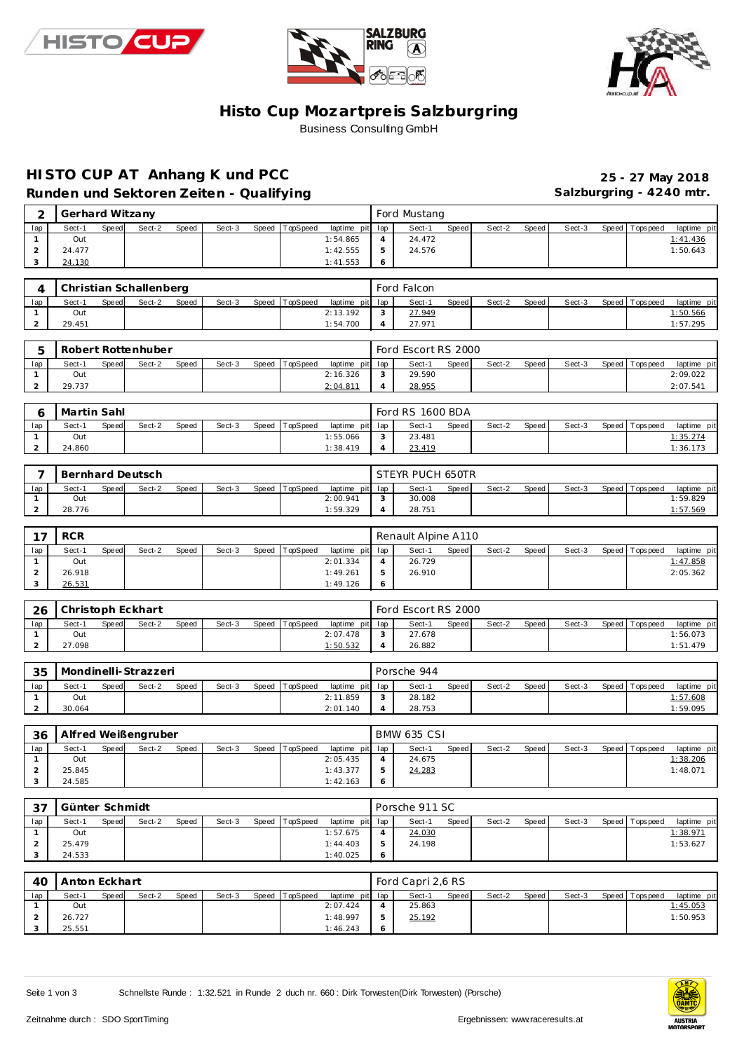# Histo Cup Mozartpreis Salzburgring

Business Consulting GmbH

## HISTO CUP AT Anhang K und PCC

**Runden und Sektoren Zeiten - Qualifying**

**25 - 27 May 2018**

**Salzburgring - 4240 mtr.**

| 2 | Gerhard Witzany | | | | | | | | Ford Mustang | | | | | | | | |
|---|---|---|---|---|---|---|---|---|---|---|---|---|---|---|---|---|---|
| lap | Sect-1 | Speed | Sect-2 | Speed | Sect-3 | Speed | TopSpeed | laptime pit | lap | Sect-1 | Speed | Sect-2 | Speed | Sect-3 | Speed | Topspeed | laptime pit |
| 1 | Out | | | | | | | 1:54.865 | 4 | 24.472 | | | | | | | 1:41.436 |
| 2 | 24.477 | | | | | | | 1:42.555 | 5 | 24.576 | | | | | | | 1:50.643 |
| 3 | 24.130 | | | | | | | 1:41.553 | 6 | | | | | | | | |

| 4 | Christian Schallenberg | | | | | | | | Ford Falcon | | | | | | | | |
|---|---|---|---|---|---|---|---|---|---|---|---|---|---|---|---|---|---|
| lap | Sect-1 | Speed | Sect-2 | Speed | Sect-3 | Speed | TopSpeed | laptime pit | lap | Sect-1 | Speed | Sect-2 | Speed | Sect-3 | Speed | Topspeed | laptime pit |
| 1 | Out | | | | | | | 2:13.192 | 3 | 27.949 | | | | | | | 1:50.566 |
| 2 | 29.451 | | | | | | | 1:54.700 | 4 | 27.971 | | | | | | | 1:57.295 |

| 5 | Robert Rottenhuber | | | | | | | | Ford Escort RS 2000 | | | | | | | | |
|---|---|---|---|---|---|---|---|---|---|---|---|---|---|---|---|---|---|
| lap | Sect-1 | Speed | Sect-2 | Speed | Sect-3 | Speed | TopSpeed | laptime pit | lap | Sect-1 | Speed | Sect-2 | Speed | Sect-3 | Speed | Topspeed | laptime pit |
| 1 | Out | | | | | | | 2:16.326 | 3 | 29.590 | | | | | | | 2:09.022 |
| 2 | 29.737 | | | | | | | 2:04.811 | 4 | 28.955 | | | | | | | 2:07.541 |

| 6 | Martin Sahl | | | | | | | | Ford RS 1600 BDA | | | | | | | | |
|---|---|---|---|---|---|---|---|---|---|---|---|---|---|---|---|---|---|
| lap | Sect-1 | Speed | Sect-2 | Speed | Sect-3 | Speed | TopSpeed | laptime pit | lap | Sect-1 | Speed | Sect-2 | Speed | Sect-3 | Speed | Topspeed | laptime pit |
| 1 | Out | | | | | | | 1:55.066 | 3 | 23.481 | | | | | | | 1:35.274 |
| 2 | 24.860 | | | | | | | 1:38.419 | 4 | 23.419 | | | | | | | 1:36.173 |

| 7 | Bernhard Deutsch | | | | | | | | STEYR PUCH 650TR | | | | | | | | |
|---|---|---|---|---|---|---|---|---|---|---|---|---|---|---|---|---|---|
| lap | Sect-1 | Speed | Sect-2 | Speed | Sect-3 | Speed | TopSpeed | laptime pit | lap | Sect-1 | Speed | Sect-2 | Speed | Sect-3 | Speed | Topspeed | laptime pit |
| 1 | Out | | | | | | | 2:00.941 | 3 | 30.008 | | | | | | | 1:59.829 |
| 2 | 28.776 | | | | | | | 1:59.329 | 4 | 28.751 | | | | | | | 1:57.569 |

| 17 | RCR | | | | | | | | Renault Alpine A110 | | | | | | | | |
|---|---|---|---|---|---|---|---|---|---|---|---|---|---|---|---|---|---|
| lap | Sect-1 | Speed | Sect-2 | Speed | Sect-3 | Speed | TopSpeed | laptime pit | lap | Sect-1 | Speed | Sect-2 | Speed | Sect-3 | Speed | Topspeed | laptime pit |
| 1 | Out | | | | | | | 2:01.334 | 4 | 26.729 | | | | | | | 1:47.858 |
| 2 | 26.918 | | | | | | | 1:49.261 | 5 | 26.910 | | | | | | | 2:05.362 |
| 3 | 26.531 | | | | | | | 1:49.126 | 6 | | | | | | | | |

| 26 | Christoph Eckhart | | | | | | | | Ford Escort RS 2000 | | | | | | | | |
|---|---|---|---|---|---|---|---|---|---|---|---|---|---|---|---|---|---|
| lap | Sect-1 | Speed | Sect-2 | Speed | Sect-3 | Speed | TopSpeed | laptime pit | lap | Sect-1 | Speed | Sect-2 | Speed | Sect-3 | Speed | Topspeed | laptime pit |
| 1 | Out | | | | | | | 2:07.478 | 3 | 27.678 | | | | | | | 1:56.073 |
| 2 | 27.098 | | | | | | | 1:50.532 | 4 | 26.882 | | | | | | | 1:51.479 |

| 35 | Mondinelli-Strazzeri | | | | | | | | Porsche 944 | | | | | | | | |
|---|---|---|---|---|---|---|---|---|---|---|---|---|---|---|---|---|---|
| lap | Sect-1 | Speed | Sect-2 | Speed | Sect-3 | Speed | TopSpeed | laptime pit | lap | Sect-1 | Speed | Sect-2 | Speed | Sect-3 | Speed | Topspeed | laptime pit |
| 1 | Out | | | | | | | 2:11.859 | 3 | 28.182 | | | | | | | 1:57.608 |
| 2 | 30.064 | | | | | | | 2:01.140 | 4 | 28.753 | | | | | | | 1:59.095 |

| 36 | Alfred Weißengruber | | | | | | | | BMW 635 CSI | | | | | | | | |
|---|---|---|---|---|---|---|---|---|---|---|---|---|---|---|---|---|---|
| lap | Sect-1 | Speed | Sect-2 | Speed | Sect-3 | Speed | TopSpeed | laptime pit | lap | Sect-1 | Speed | Sect-2 | Speed | Sect-3 | Speed | Topspeed | laptime pit |
| 1 | Out | | | | | | | 2:05.435 | 4 | 24.675 | | | | | | | 1:38.206 |
| 2 | 25.845 | | | | | | | 1:43.377 | 5 | 24.283 | | | | | | | 1:48.071 |
| 3 | 24.585 | | | | | | | 1:42.163 | 6 | | | | | | | | |

| 37 | Günter Schmidt | | | | | | | | Porsche 911 SC | | | | | | | | |
|---|---|---|---|---|---|---|---|---|---|---|---|---|---|---|---|---|---|
| lap | Sect-1 | Speed | Sect-2 | Speed | Sect-3 | Speed | TopSpeed | laptime pit | lap | Sect-1 | Speed | Sect-2 | Speed | Sect-3 | Speed | Topspeed | laptime pit |
| 1 | Out | | | | | | | 1:57.675 | 4 | 24.030 | | | | | | | 1:38.971 |
| 2 | 25.479 | | | | | | | 1:44.403 | 5 | 24.198 | | | | | | | 1:53.627 |
| 3 | 24.533 | | | | | | | 1:40.025 | 6 | | | | | | | | |

| 40 | Anton Eckhart | | | | | | | | Ford Capri 2,6 RS | | | | | | | | |
|---|---|---|---|---|---|---|---|---|---|---|---|---|---|---|---|---|---|
| lap | Sect-1 | Speed | Sect-2 | Speed | Sect-3 | Speed | TopSpeed | laptime pit | lap | Sect-1 | Speed | Sect-2 | Speed | Sect-3 | Speed | Topspeed | laptime pit |
| 1 | Out | | | | | | | 2:07.424 | 4 | 25.863 | | | | | | | 1:45.053 |
| 2 | 26.727 | | | | | | | 1:48.997 | 5 | 25.192 | | | | | | | 1:50.953 |
| 3 | 25.551 | | | | | | | 1:46.243 | 6 | | | | | | | | |

Schnellste Runde : 1:32.521 in Runde 2 duch nr. 660 : Dirk Torwesten(Dirk Torwesten) (Porsche)

Zeitnahme durch : SDO SportTiming

Ergebnissen: www.raceresults.at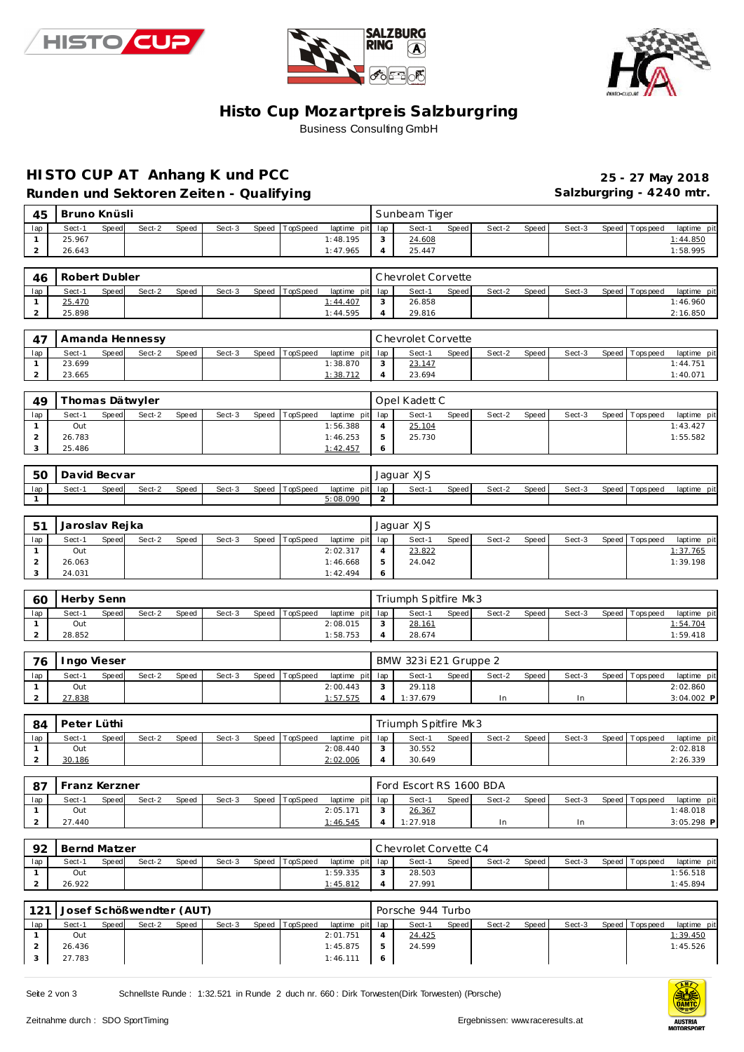# Histo Cup Mozartpreis Salzburgring

Business Consulting GmbH

## HISTO CUP AT Anhang K und PCC

**Runden und Sektoren Zeiten - Qualifying**

**25 - 27 May 2018**

**Salzburgring - 4240 mtr.**

| 45 | Bruno Knüsli | | | | | | | | Sunbeam Tiger | | | | | | | | |
|---|---|---|---|---|---|---|---|---|---|---|---|---|---|---|---|---|---|
| lap | Sect-1 | Speed | Sect-2 | Speed | Sect-3 | Speed | TopSpeed | laptime pit | lap | Sect-1 | Speed | Sect-2 | Speed | Sect-3 | Speed | Topspeed | laptime pit |
| 1 | 25.967 | | | | | | | 1:48.195 | 3 | 24.608 | | | | | | | 1:44.850 |
| 2 | 26.643 | | | | | | | 1:47.965 | 4 | 25.447 | | | | | | | 1:58.995 |

| 46 | Robert Dubler | | | | | | | | Chevrolet Corvette | | | | | | | | |
|---|---|---|---|---|---|---|---|---|---|---|---|---|---|---|---|---|---|
| lap | Sect-1 | Speed | Sect-2 | Speed | Sect-3 | Speed | TopSpeed | laptime pit | lap | Sect-1 | Speed | Sect-2 | Speed | Sect-3 | Speed | Topspeed | laptime pit |
| 1 | 25.470 | | | | | | | 1:44.407 | 3 | 26.858 | | | | | | | 1:46.960 |
| 2 | 25.898 | | | | | | | 1:44.595 | 4 | 29.816 | | | | | | | 2:16.850 |

| 47 | Amanda Hennessy | | | | | | | | Chevrolet Corvette | | | | | | | | |
|---|---|---|---|---|---|---|---|---|---|---|---|---|---|---|---|---|---|
| lap | Sect-1 | Speed | Sect-2 | Speed | Sect-3 | Speed | TopSpeed | laptime pit | lap | Sect-1 | Speed | Sect-2 | Speed | Sect-3 | Speed | Topspeed | laptime pit |
| 1 | 23.699 | | | | | | | 1:38.870 | 3 | 23.147 | | | | | | | 1:44.751 |
| 2 | 23.665 | | | | | | | 1:38.712 | 4 | 23.694 | | | | | | | 1:40.071 |

| 49 | Thomas Dätwyler | | | | | | | | Opel Kadett C | | | | | | | | |
|---|---|---|---|---|---|---|---|---|---|---|---|---|---|---|---|---|---|
| lap | Sect-1 | Speed | Sect-2 | Speed | Sect-3 | Speed | TopSpeed | laptime pit | lap | Sect-1 | Speed | Sect-2 | Speed | Sect-3 | Speed | Topspeed | laptime pit |
| 1 | Out | | | | | | | 1:56.388 | 4 | 25.104 | | | | | | | 1:43.427 |
| 2 | 26.783 | | | | | | | 1:46.253 | 5 | 25.730 | | | | | | | 1:55.582 |
| 3 | 25.486 | | | | | | | 1:42.457 | 6 | | | | | | | | |

| 50 | David Becvar | | | | | | | | Jaguar XJS | | | | | | | | |
|---|---|---|---|---|---|---|---|---|---|---|---|---|---|---|---|---|---|
| lap | Sect-1 | Speed | Sect-2 | Speed | Sect-3 | Speed | TopSpeed | laptime pit | lap | Sect-1 | Speed | Sect-2 | Speed | Sect-3 | Speed | Topspeed | laptime pit |
| 1 | | | | | | | | 5:08.090 | 2 | | | | | | | | |

| 51 | Jaroslav Rejka | | | | | | | | Jaguar XJS | | | | | | | | |
|---|---|---|---|---|---|---|---|---|---|---|---|---|---|---|---|---|---|
| lap | Sect-1 | Speed | Sect-2 | Speed | Sect-3 | Speed | TopSpeed | laptime pit | lap | Sect-1 | Speed | Sect-2 | Speed | Sect-3 | Speed | Topspeed | laptime pit |
| 1 | Out | | | | | | | 2:02.317 | 4 | 23.822 | | | | | | | 1:37.765 |
| 2 | 26.063 | | | | | | | 1:46.668 | 5 | 24.042 | | | | | | | 1:39.198 |
| 3 | 24.031 | | | | | | | 1:42.494 | 6 | | | | | | | | |

| 60 | Herby Senn | | | | | | | | Triumph Spitfire Mk3 | | | | | | | | |
|---|---|---|---|---|---|---|---|---|---|---|---|---|---|---|---|---|---|
| lap | Sect-1 | Speed | Sect-2 | Speed | Sect-3 | Speed | TopSpeed | laptime pit | lap | Sect-1 | Speed | Sect-2 | Speed | Sect-3 | Speed | Topspeed | laptime pit |
| 1 | Out | | | | | | | 2:08.015 | 3 | 28.161 | | | | | | | 1:54.704 |
| 2 | 28.852 | | | | | | | 1:58.753 | 4 | 28.674 | | | | | | | 1:59.418 |

| 76 | Ingo Vieser | | | | | | | | BMW 323i E21 Gruppe 2 | | | | | | | | |
|---|---|---|---|---|---|---|---|---|---|---|---|---|---|---|---|---|---|
| lap | Sect-1 | Speed | Sect-2 | Speed | Sect-3 | Speed | TopSpeed | laptime pit | lap | Sect-1 | Speed | Sect-2 | Speed | Sect-3 | Speed | Topspeed | laptime pit |
| 1 | Out | | | | | | | 2:00.443 | 3 | 29.118 | | | | | | | 2:02.860 |
| 2 | 27.838 | | | | | | | 1:57.575 | 4 | 1:37.679 | | In | | In | | | 3:04.002 P |

| 84 | Peter Lüthi | | | | | | | | Triumph Spitfire Mk3 | | | | | | | | |
|---|---|---|---|---|---|---|---|---|---|---|---|---|---|---|---|---|---|
| lap | Sect-1 | Speed | Sect-2 | Speed | Sect-3 | Speed | TopSpeed | laptime pit | lap | Sect-1 | Speed | Sect-2 | Speed | Sect-3 | Speed | Topspeed | laptime pit |
| 1 | Out | | | | | | | 2:08.440 | 3 | 30.552 | | | | | | | 2:02.818 |
| 2 | 30.186 | | | | | | | 2:02.006 | 4 | 30.649 | | | | | | | 2:26.339 |

| 87 | Franz Kerzner | | | | | | | | Ford Escort RS 1600 BDA | | | | | | | | |
|---|---|---|---|---|---|---|---|---|---|---|---|---|---|---|---|---|---|
| lap | Sect-1 | Speed | Sect-2 | Speed | Sect-3 | Speed | TopSpeed | laptime pit | lap | Sect-1 | Speed | Sect-2 | Speed | Sect-3 | Speed | Topspeed | laptime pit |
| 1 | Out | | | | | | | 2:05.171 | 3 | 26.367 | | | | | | | 1:48.018 |
| 2 | 27.440 | | | | | | | 1:46.545 | 4 | 1:27.918 | | In | | In | | | 3:05.298 P |

| 92 | Bernd Matzer | | | | | | | | Chevrolet Corvette C4 | | | | | | | | |
|---|---|---|---|---|---|---|---|---|---|---|---|---|---|---|---|---|---|
| lap | Sect-1 | Speed | Sect-2 | Speed | Sect-3 | Speed | TopSpeed | laptime pit | lap | Sect-1 | Speed | Sect-2 | Speed | Sect-3 | Speed | Topspeed | laptime pit |
| 1 | Out | | | | | | | 1:59.335 | 3 | 28.503 | | | | | | | 1:56.518 |
| 2 | 26.922 | | | | | | | 1:45.812 | 4 | 27.991 | | | | | | | 1:45.894 |

| 121 | Josef Schößwendter (AUT) | | | | | | | | Porsche 944 Turbo | | | | | | | | |
|---|---|---|---|---|---|---|---|---|---|---|---|---|---|---|---|---|---|
| lap | Sect-1 | Speed | Sect-2 | Speed | Sect-3 | Speed | TopSpeed | laptime pit | lap | Sect-1 | Speed | Sect-2 | Speed | Sect-3 | Speed | Topspeed | laptime pit |
| 1 | Out | | | | | | | 2:01.751 | 4 | 24.425 | | | | | | | 1:39.450 |
| 2 | 26.436 | | | | | | | 1:45.875 | 5 | 24.599 | | | | | | | 1:45.526 |
| 3 | 27.783 | | | | | | | 1:46.111 | 6 | | | | | | | | |

Schnellste Runde : 1:32.521 in Runde 2 duch nr. 660 : Dirk Torwesten(Dirk Torwesten) (Porsche)

Zeitnahme durch : SDO SportTiming

Ergebnissen: www.raceresults.at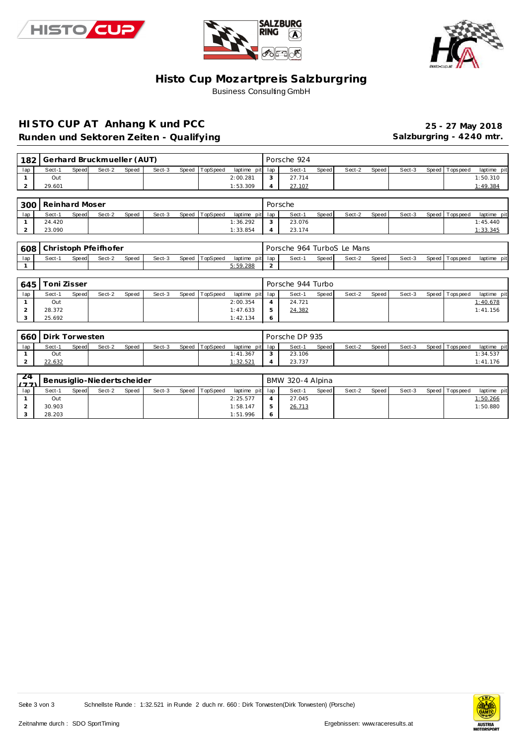# Histo Cup Mozartpreis Salzburgring

Business Consulting GmbH

## HISTO CUP AT Anhang K und PCC

## Runden und Sektoren Zeiten - Qualifying

**25 - 27 May 2018**

**Salzburgring - 4240 mtr.**

| 182 | Gerhard Bruckmueller (AUT) | | | | | | | | Porsche 924 | | | | | | | | |
|---|---|---|---|---|---|---|---|---|---|---|---|---|---|---|---|---|---|
| lap | Sect-1 | Speed | Sect-2 | Speed | Sect-3 | Speed | TopSpeed | laptime pit | lap | Sect-1 | Speed | Sect-2 | Speed | Sect-3 | Speed | Topspeed | laptime pit |
| 1 | Out | | | | | | | 2:00.281 | 3 | 27.714 | | | | | | | 1:50.310 |
| 2 | 29.601 | | | | | | | 1:53.309 | 4 | 27.107 | | | | | | | 1:49.384 |

| 300 | Reinhard Moser | | | | | | | | Porsche | | | | | | | | |
|---|---|---|---|---|---|---|---|---|---|---|---|---|---|---|---|---|---|
| lap | Sect-1 | Speed | Sect-2 | Speed | Sect-3 | Speed | TopSpeed | laptime pit | lap | Sect-1 | Speed | Sect-2 | Speed | Sect-3 | Speed | Topspeed | laptime pit |
| 1 | 24.420 | | | | | | | 1:36.292 | 3 | 23.076 | | | | | | | 1:45.440 |
| 2 | 23.090 | | | | | | | 1:33.854 | 4 | 23.174 | | | | | | | 1:33.345 |

| 608 | Christoph Pfeifhofer | | | | | | | | Porsche 964 TurboS Le Mans | | | | | | | | |
|---|---|---|---|---|---|---|---|---|---|---|---|---|---|---|---|---|---|
| lap | Sect-1 | Speed | Sect-2 | Speed | Sect-3 | Speed | TopSpeed | laptime pit | lap | Sect-1 | Speed | Sect-2 | Speed | Sect-3 | Speed | Topspeed | laptime pit |
| 1 | | | | | | | | 5:59.288 | 2 | | | | | | | | |

| 645 | Toni Zisser | | | | | | | | Porsche 944 Turbo | | | | | | | | |
|---|---|---|---|---|---|---|---|---|---|---|---|---|---|---|---|---|---|
| lap | Sect-1 | Speed | Sect-2 | Speed | Sect-3 | Speed | TopSpeed | laptime pit | lap | Sect-1 | Speed | Sect-2 | Speed | Sect-3 | Speed | Topspeed | laptime pit |
| 1 | Out | | | | | | | 2:00.354 | 4 | 24.721 | | | | | | | 1:40.678 |
| 2 | 28.372 | | | | | | | 1:47.633 | 5 | 24.382 | | | | | | | 1:41.156 |
| 3 | 25.692 | | | | | | | 1:42.134 | 6 | | | | | | | | |

| 660 | Dirk Torwesten | | | | | | | | Porsche DP 935 | | | | | | | | |
|---|---|---|---|---|---|---|---|---|---|---|---|---|---|---|---|---|---|
| lap | Sect-1 | Speed | Sect-2 | Speed | Sect-3 | Speed | TopSpeed | laptime pit | lap | Sect-1 | Speed | Sect-2 | Speed | Sect-3 | Speed | Topspeed | laptime pit |
| 1 | Out | | | | | | | 1:41.367 | 3 | 23.106 | | | | | | | 1:34.537 |
| 2 | 22.632 | | | | | | | 1:32.521 | 4 | 23.737 | | | | | | | 1:41.176 |

| 24 (77) | Benusiglio-Niedertscheider | | | | | | | | BMW 320-4 Alpina | | | | | | | | |
|---|---|---|---|---|---|---|---|---|---|---|---|---|---|---|---|---|---|
| lap | Sect-1 | Speed | Sect-2 | Speed | Sect-3 | Speed | TopSpeed | laptime pit | lap | Sect-1 | Speed | Sect-2 | Speed | Sect-3 | Speed | Topspeed | laptime pit |
| 1 | Out | | | | | | | 2:25.577 | 4 | 27.045 | | | | | | | 1:50.266 |
| 2 | 30.903 | | | | | | | 1:58.147 | 5 | 26.713 | | | | | | | 1:50.880 |
| 3 | 28.203 | | | | | | | 1:51.996 | 6 | | | | | | | | |

Schnellste Runde : 1:32.521 in Runde 2 duch nr. 660 : Dirk Torwesten(Dirk Torwesten) (Porsche)

Zeitnahme durch : SDO SportTiming

Ergebnissen: www.raceresults.at